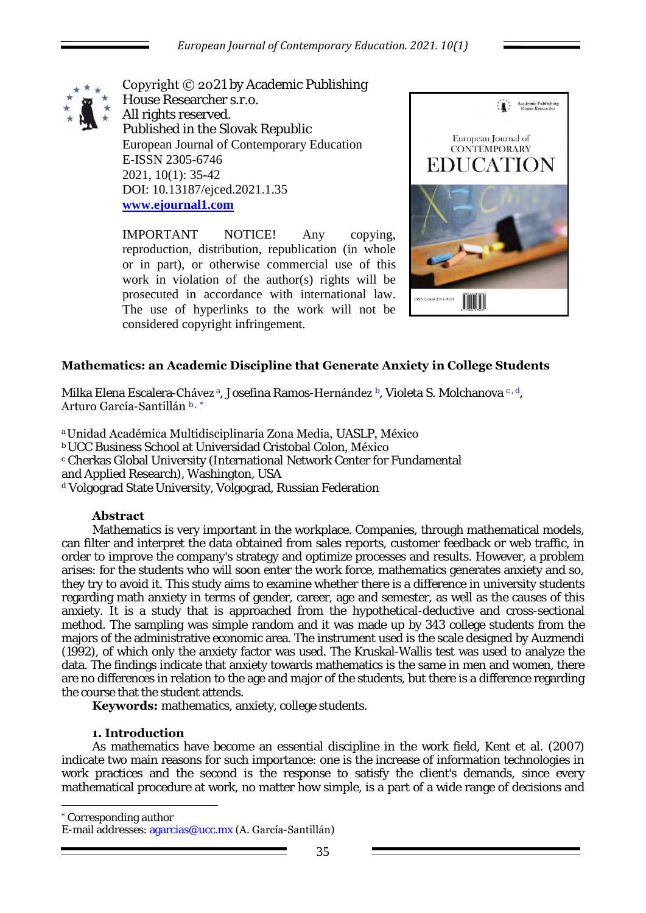Copyright © 2021 by Academic Publishing House Researcher s.r.o.
All rights reserved.
Published in the Slovak Republic
European Journal of Contemporary Education
E-ISSN 2305-6746
2021, 10(1): 35-42
DOI: 10.13187/ejced.2021.1.35
**www.ejournal1.com**

IMPORTANT NOTICE! Any copying, reproduction, distribution, republication (in whole or in part), or otherwise commercial use of this work in violation of the author(s) rights will be prosecuted in accordance with international law. The use of hyperlinks to the work will not be considered copyright infringement.

# Mathematics: an Academic Discipline that Generate Anxiety in College Students

Milka Elena Escalera-Chávez [a], Josefina Ramos-Hernández [b], Violeta S. Molchanova [c, d], Arturo García-Santillán [b, *]

[a] Unidad Académica Multidisciplinaria Zona Media, UASLP, México
[b] UCC Business School at Universidad Cristobal Colon, México
[c] Cherkas Global University (International Network Center for Fundamental and Applied Research), Washington, USA
[d] Volgograd State University, Volgograd, Russian Federation

## Abstract

Mathematics is very important in the workplace. Companies, through mathematical models, can filter and interpret the data obtained from sales reports, customer feedback or web traffic, in order to improve the company's strategy and optimize processes and results. However, a problem arises: for the students who will soon enter the work force, mathematics generates anxiety and so, they try to avoid it. This study aims to examine whether there is a difference in university students regarding math anxiety in terms of gender, career, age and semester, as well as the causes of this anxiety. It is a study that is approached from the hypothetical-deductive and cross-sectional method. The sampling was simple random and it was made up by 343 college students from the majors of the administrative economic area. The instrument used is the scale designed by Auzmendi (1992), of which only the anxiety factor was used. The Kruskal-Wallis test was used to analyze the data. The findings indicate that anxiety towards mathematics is the same in men and women, there are no differences in relation to the age and major of the students, but there is a difference regarding the course that the student attends.

**Keywords:** mathematics, anxiety, college students.

## 1. Introduction

As mathematics have become an essential discipline in the work field, Kent et al. (2007) indicate two main reasons for such importance: one is the increase of information technologies in work practices and the second is the response to satisfy the client's demands, since every mathematical procedure at work, no matter how simple, is a part of a wide range of decisions and

---

[*] Corresponding author
E-mail addresses: agarcias@ucc.mx (A. García-Santillán)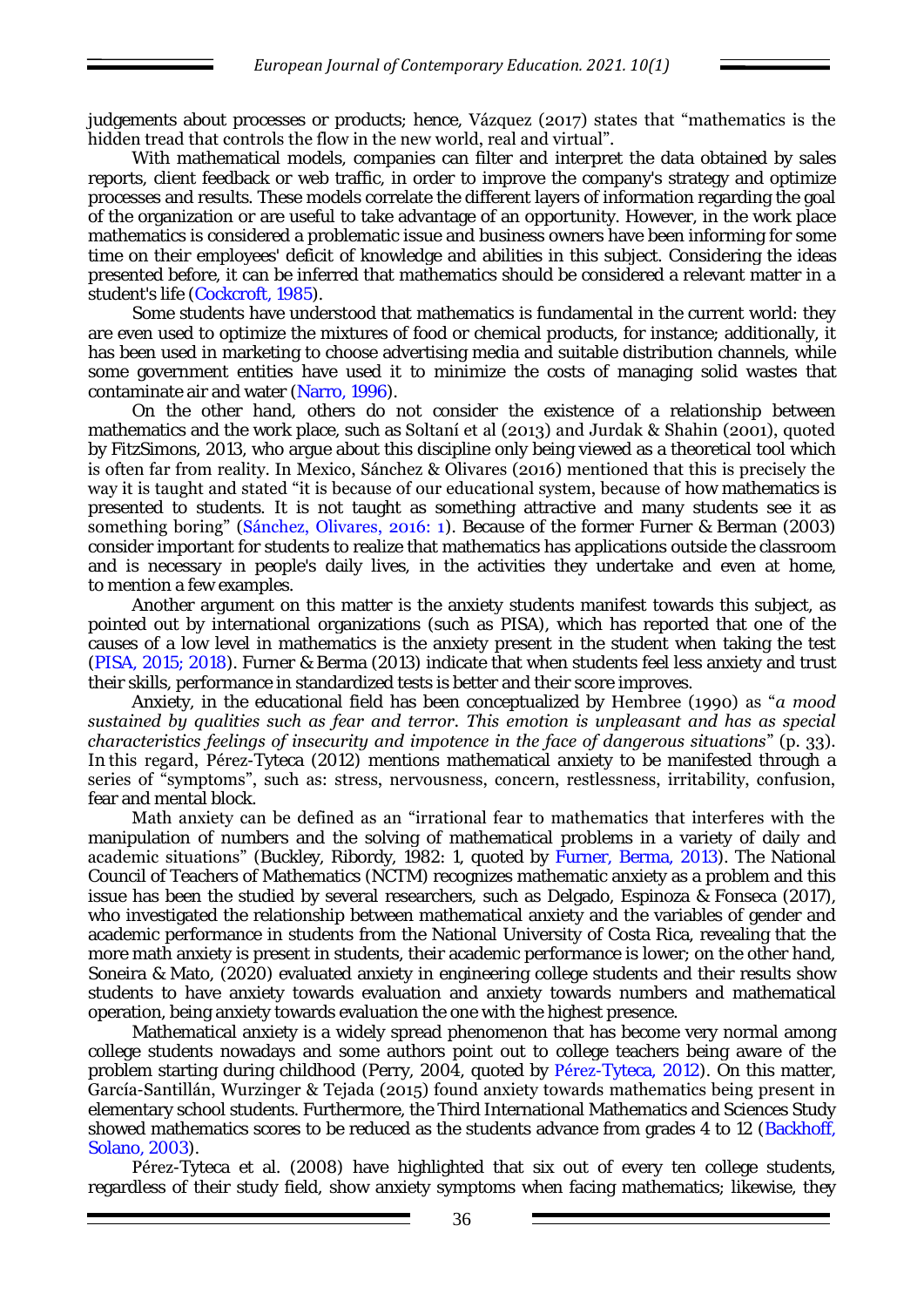judgements about processes or products; hence, Vázquez (2017) states that "mathematics is the hidden tread that controls the flow in the new world, real and virtual".

With mathematical models, companies can filter and interpret the data obtained by sales reports, client feedback or web traffic, in order to improve the company's strategy and optimize processes and results. These models correlate the different layers of information regarding the goal of the organization or are useful to take advantage of an opportunity. However, in the work place mathematics is considered a problematic issue and business owners have been informing for some time on their employees' deficit of knowledge and abilities in this subject. Considering the ideas presented before, it can be inferred that mathematics should be considered a relevant matter in a student's life (Cockcroft, 1985).

Some students have understood that mathematics is fundamental in the current world: they are even used to optimize the mixtures of food or chemical products, for instance; additionally, it has been used in marketing to choose advertising media and suitable distribution channels, while some government entities have used it to minimize the costs of managing solid wastes that contaminate air and water (Narro, 1996).

On the other hand, others do not consider the existence of a relationship between mathematics and the work place, such as Soltaní et al (2013) and Jurdak & Shahin (2001), quoted by FitzSimons, 2013, who argue about this discipline only being viewed as a theoretical tool which is often far from reality. In Mexico, Sánchez & Olivares (2016) mentioned that this is precisely the way it is taught and stated "it is because of our educational system, because of how mathematics is presented to students. It is not taught as something attractive and many students see it as something boring" (Sánchez, Olivares, 2016: 1). Because of the former Furner & Berman (2003) consider important for students to realize that mathematics has applications outside the classroom and is necessary in people's daily lives, in the activities they undertake and even at home, to mention a few examples.

Another argument on this matter is the anxiety students manifest towards this subject, as pointed out by international organizations (such as PISA), which has reported that one of the causes of a low level in mathematics is the anxiety present in the student when taking the test (PISA, 2015; 2018). Furner & Berma (2013) indicate that when students feel less anxiety and trust their skills, performance in standardized tests is better and their score improves.

Anxiety, in the educational field has been conceptualized by Hembree (1990) as "*a mood sustained by qualities such as fear and terror. This emotion is unpleasant and has as special characteristics feelings of insecurity and impotence in the face of dangerous situations*" (p. 33). In this regard, Pérez-Tyteca (2012) mentions mathematical anxiety to be manifested through a series of "symptoms", such as: stress, nervousness, concern, restlessness, irritability, confusion, fear and mental block.

Math anxiety can be defined as an "irrational fear to mathematics that interferes with the manipulation of numbers and the solving of mathematical problems in a variety of daily and academic situations" (Buckley, Ribordy, 1982: 1, quoted by Furner, Berma, 2013). The National Council of Teachers of Mathematics (NCTM) recognizes mathematic anxiety as a problem and this issue has been the studied by several researchers, such as Delgado, Espinoza & Fonseca (2017), who investigated the relationship between mathematical anxiety and the variables of gender and academic performance in students from the National University of Costa Rica, revealing that the more math anxiety is present in students, their academic performance is lower; on the other hand, Soneira & Mato, (2020) evaluated anxiety in engineering college students and their results show students to have anxiety towards evaluation and anxiety towards numbers and mathematical operation, being anxiety towards evaluation the one with the highest presence.

Mathematical anxiety is a widely spread phenomenon that has become very normal among college students nowadays and some authors point out to college teachers being aware of the problem starting during childhood (Perry, 2004, quoted by Pérez-Tyteca, 2012). On this matter, García-Santillán, Wurzinger & Tejada (2015) found anxiety towards mathematics being present in elementary school students. Furthermore, the Third International Mathematics and Sciences Study showed mathematics scores to be reduced as the students advance from grades 4 to 12 (Backhoff, Solano, 2003).

Pérez-Tyteca et al. (2008) have highlighted that six out of every ten college students, regardless of their study field, show anxiety symptoms when facing mathematics; likewise, they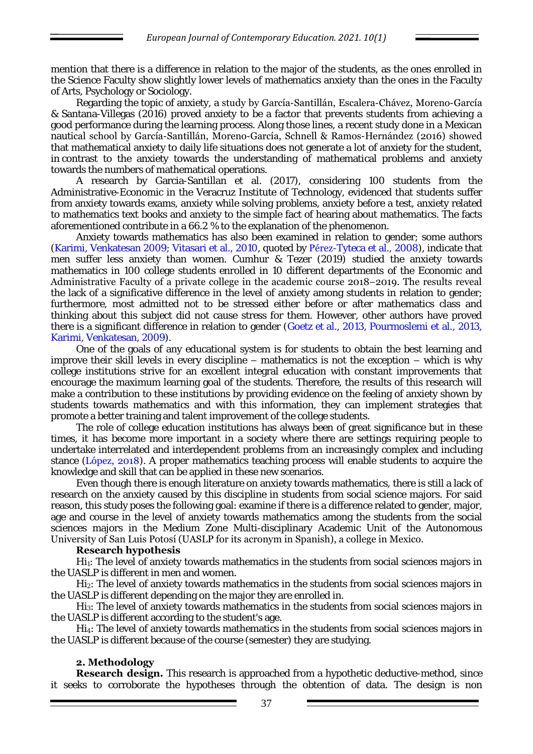mention that there is a difference in relation to the major of the students, as the ones enrolled in the Science Faculty show slightly lower levels of mathematics anxiety than the ones in the Faculty of Arts, Psychology or Sociology.

Regarding the topic of anxiety, a study by García-Santillán, Escalera-Chávez, Moreno-García & Santana-Villegas (2016) proved anxiety to be a factor that prevents students from achieving a good performance during the learning process. Along those lines, a recent study done in a Mexican nautical school by García-Santillán, Moreno-García, Schnell & Ramos-Hernández (2016) showed that mathematical anxiety to daily life situations does not generate a lot of anxiety for the student, in contrast to the anxiety towards the understanding of mathematical problems and anxiety towards the numbers of mathematical operations.

A research by Garcia-Santillan et al. (2017), considering 100 students from the Administrative-Economic in the Veracruz Institute of Technology, evidenced that students suffer from anxiety towards exams, anxiety while solving problems, anxiety before a test, anxiety related to mathematics text books and anxiety to the simple fact of hearing about mathematics. The facts aforementioned contribute in a 66.2 % to the explanation of the phenomenon.

Anxiety towards mathematics has also been examined in relation to gender; some authors (Karimi, Venkatesan 2009; Vitasari et al., 2010, quoted by Pérez-Tyteca et al., 2008), indicate that men suffer less anxiety than women. Cumhur & Tezer (2019) studied the anxiety towards mathematics in 100 college students enrolled in 10 different departments of the Economic and Administrative Faculty of a private college in the academic course 2018–2019. The results reveal the lack of a significative difference in the level of anxiety among students in relation to gender; furthermore, most admitted not to be stressed either before or after mathematics class and thinking about this subject did not cause stress for them. However, other authors have proved there is a significant difference in relation to gender (Goetz et al., 2013, Pourmoslemi et al., 2013, Karimi, Venkatesan, 2009).

One of the goals of any educational system is for students to obtain the best learning and improve their skill levels in every discipline – mathematics is not the exception – which is why college institutions strive for an excellent integral education with constant improvements that encourage the maximum learning goal of the students. Therefore, the results of this research will make a contribution to these institutions by providing evidence on the feeling of anxiety shown by students towards mathematics and with this information, they can implement strategies that promote a better training and talent improvement of the college students.

The role of college education institutions has always been of great significance but in these times, it has become more important in a society where there are settings requiring people to undertake interrelated and interdependent problems from an increasingly complex and including stance (López, 2018). A proper mathematics teaching process will enable students to acquire the knowledge and skill that can be applied in these new scenarios.

Even though there is enough literature on anxiety towards mathematics, there is still a lack of research on the anxiety caused by this discipline in students from social science majors. For said reason, this study poses the following goal: examine if there is a difference related to gender, major, age and course in the level of anxiety towards mathematics among the students from the social sciences majors in the Medium Zone Multi-disciplinary Academic Unit of the Autonomous University of San Luis Potosí (UASLP for its acronym in Spanish), a college in Mexico.

**Research hypothesis**

$Hi_1$: The level of anxiety towards mathematics in the students from social sciences majors in the UASLP is different in men and women.

$Hi_2$: The level of anxiety towards mathematics in the students from social sciences majors in the UASLP is different depending on the major they are enrolled in.

$Hi_3$: The level of anxiety towards mathematics in the students from social sciences majors in the UASLP is different according to the student's age.

$Hi_4$: The level of anxiety towards mathematics in the students from social sciences majors in the UASLP is different because of the course (semester) they are studying.

## 2. Methodology

**Research design.** This research is approached from a hypothetic deductive-method, since it seeks to corroborate the hypotheses through the obtention of data. The design is non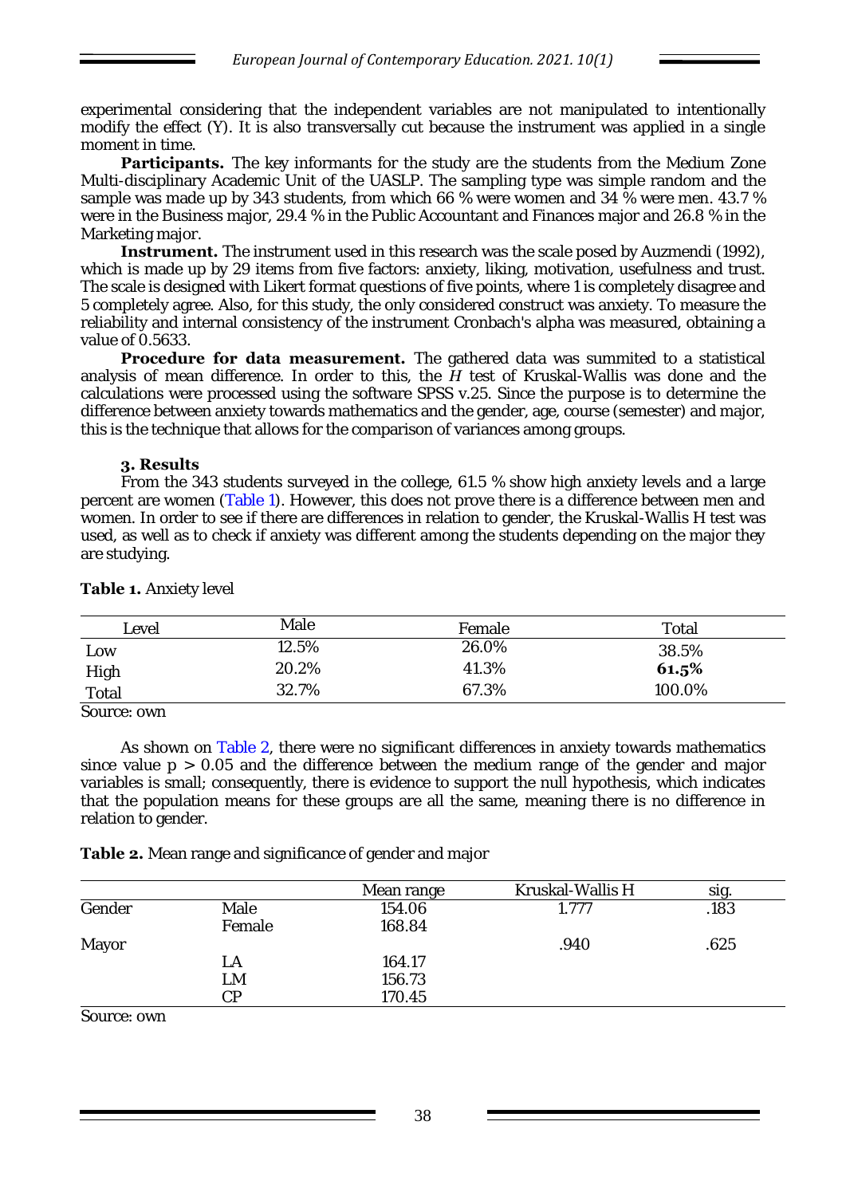experimental considering that the independent variables are not manipulated to intentionally modify the effect (Y). It is also transversally cut because the instrument was applied in a single moment in time.

**Participants.** The key informants for the study are the students from the Medium Zone Multi-disciplinary Academic Unit of the UASLP. The sampling type was simple random and the sample was made up by 343 students, from which 66 % were women and 34 % were men. 43.7 % were in the Business major, 29.4 % in the Public Accountant and Finances major and 26.8 % in the Marketing major.

**Instrument.** The instrument used in this research was the scale posed by Auzmendi (1992), which is made up by 29 items from five factors: anxiety, liking, motivation, usefulness and trust. The scale is designed with Likert format questions of five points, where 1 is completely disagree and 5 completely agree. Also, for this study, the only considered construct was anxiety. To measure the reliability and internal consistency of the instrument Cronbach's alpha was measured, obtaining a value of 0.5633.

**Procedure for data measurement.** The gathered data was summited to a statistical analysis of mean difference. In order to this, the *H* test of Kruskal-Wallis was done and the calculations were processed using the software SPSS v.25. Since the purpose is to determine the difference between anxiety towards mathematics and the gender, age, course (semester) and major, this is the technique that allows for the comparison of variances among groups.

## 3. Results

From the 343 students surveyed in the college, 61.5 % show high anxiety levels and a large percent are women (Table 1). However, this does not prove there is a difference between men and women. In order to see if there are differences in relation to gender, the Kruskal-Wallis H test was used, as well as to check if anxiety was different among the students depending on the major they are studying.

**Table 1.** Anxiety level

| Level | Male | Female | Total |
|---|---|---|---|
| Low | 12.5% | 26.0% | 38.5% |
| High | 20.2% | 41.3% | **61.5%** |
| Total | 32.7% | 67.3% | 100.0% |

Source: own

As shown on Table 2, there were no significant differences in anxiety towards mathematics since value $p > 0.05$ and the difference between the medium range of the gender and major variables is small; consequently, there is evidence to support the null hypothesis, which indicates that the population means for these groups are all the same, meaning there is no difference in relation to gender.

**Table 2.** Mean range and significance of gender and major

| | | Mean range | Kruskal-Wallis H | sig. |
|---|---|---|---|---|
| Gender | Male | 154.06 | 1.777 | .183 |
| | Female | 168.84 | | |
| Mayor | | | .940 | .625 |
| | LA | 164.17 | | |
| | LM | 156.73 | | |
| | CP | 170.45 | | |

Source: own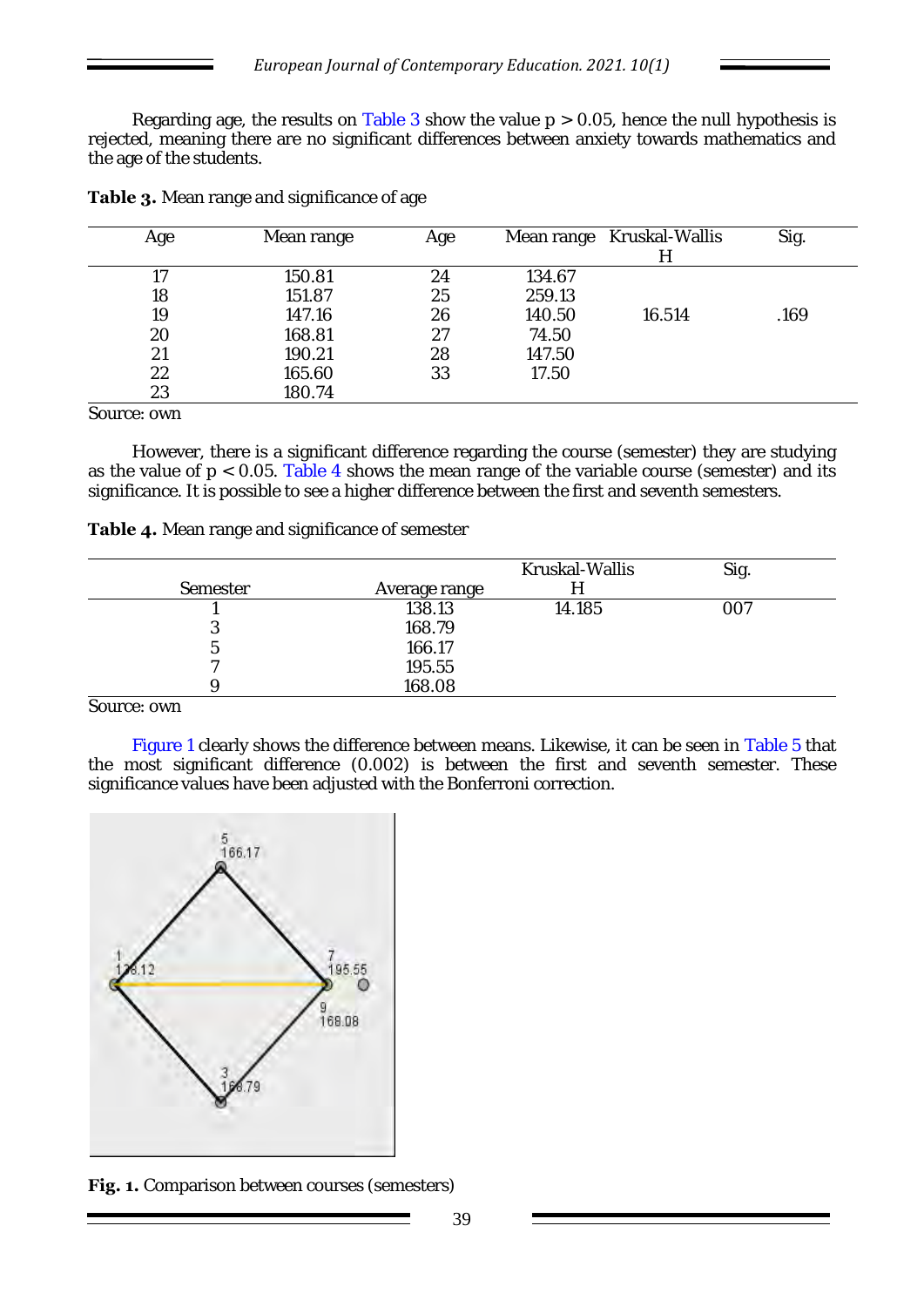Regarding age, the results on Table 3 show the value $p > 0.05$, hence the null hypothesis is rejected, meaning there are no significant differences between anxiety towards mathematics and the age of the students.

**Table 3.** Mean range and significance of age

| Age | Mean range | Age | Mean range | Kruskal-Wallis H | Sig. |
|---|---|---|---|---|---|
| 17 | 150.81 | 24 | 134.67 | | |
| 18 | 151.87 | 25 | 259.13 | | |
| 19 | 147.16 | 26 | 140.50 | 16.514 | .169 |
| 20 | 168.81 | 27 | 74.50 | | |
| 21 | 190.21 | 28 | 147.50 | | |
| 22 | 165.60 | 33 | 17.50 | | |
| 23 | 180.74 | | | | |

Source: own

However, there is a significant difference regarding the course (semester) they are studying as the value of $p < 0.05$. Table 4 shows the mean range of the variable course (semester) and its significance. It is possible to see a higher difference between the first and seventh semesters.

**Table 4.** Mean range and significance of semester

| Semester | Average range | Kruskal-Wallis H | Sig. |
|---|---|---|---|
| 1 | 138.13 | 14.185 | 007 |
| 3 | 168.79 | | |
| 5 | 166.17 | | |
| 7 | 195.55 | | |
| 9 | 168.08 | | |

Source: own

Figure 1 clearly shows the difference between means. Likewise, it can be seen in Table 5 that the most significant difference (0.002) is between the first and seventh semester. These significance values have been adjusted with the Bonferroni correction.

**Fig. 1.** Comparison between courses (semesters)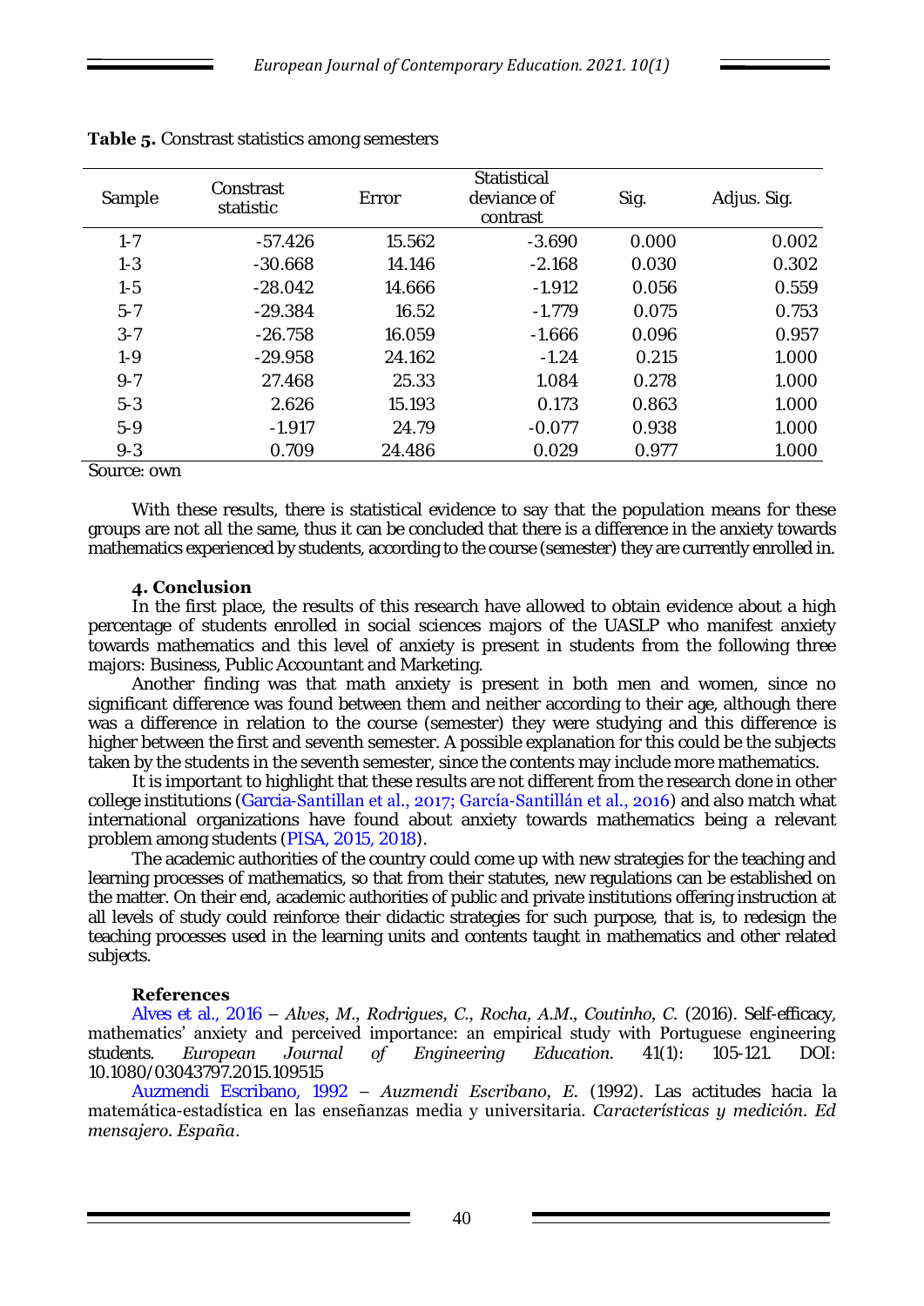**Table 5.** Constrast statistics among semesters

| Sample | Constrast statistic | Error | Statistical deviance of contrast | Sig. | Adjus. Sig. |
|---|---|---|---|---|---|
| 1-7 | -57.426 | 15.562 | -3.690 | 0.000 | 0.002 |
| 1-3 | -30.668 | 14.146 | -2.168 | 0.030 | 0.302 |
| 1-5 | -28.042 | 14.666 | -1.912 | 0.056 | 0.559 |
| 5-7 | -29.384 | 16.52 | -1.779 | 0.075 | 0.753 |
| 3-7 | -26.758 | 16.059 | -1.666 | 0.096 | 0.957 |
| 1-9 | -29.958 | 24.162 | -1.24 | 0.215 | 1.000 |
| 9-7 | 27.468 | 25.33 | 1.084 | 0.278 | 1.000 |
| 5-3 | 2.626 | 15.193 | 0.173 | 0.863 | 1.000 |
| 5-9 | -1.917 | 24.79 | -0.077 | 0.938 | 1.000 |
| 9-3 | 0.709 | 24.486 | 0.029 | 0.977 | 1.000 |

Source: own

With these results, there is statistical evidence to say that the population means for these groups are not all the same, thus it can be concluded that there is a difference in the anxiety towards mathematics experienced by students, according to the course (semester) they are currently enrolled in.

## 4. Conclusion

In the first place, the results of this research have allowed to obtain evidence about a high percentage of students enrolled in social sciences majors of the UASLP who manifest anxiety towards mathematics and this level of anxiety is present in students from the following three majors: Business, Public Accountant and Marketing.

Another finding was that math anxiety is present in both men and women, since no significant difference was found between them and neither according to their age, although there was a difference in relation to the course (semester) they were studying and this difference is higher between the first and seventh semester. A possible explanation for this could be the subjects taken by the students in the seventh semester, since the contents may include more mathematics.

It is important to highlight that these results are not different from the research done in other college institutions (Garcia-Santillan et al., 2017; García-Santillán et al., 2016) and also match what international organizations have found about anxiety towards mathematics being a relevant problem among students (PISA, 2015, 2018).

The academic authorities of the country could come up with new strategies for the teaching and learning processes of mathematics, so that from their statutes, new regulations can be established on the matter. On their end, academic authorities of public and private institutions offering instruction at all levels of study could reinforce their didactic strategies for such purpose, that is, to redesign the teaching processes used in the learning units and contents taught in mathematics and other related subjects.

## References

Alves et al., 2016 – *Alves, M., Rodrigues, C., Rocha, A.M., Coutinho, C.* (2016). Self-efficacy, mathematics' anxiety and perceived importance: an empirical study with Portuguese engineering students. *European Journal of Engineering Education.* 41(1): 105-121. DOI: 10.1080/03043797.2015.109515

Auzmendi Escribano, 1992 – *Auzmendi Escribano, E.* (1992). Las actitudes hacia la matemática-estadística en las enseñanzas media y universitaria. *Características y medición. Ed mensajero. España*.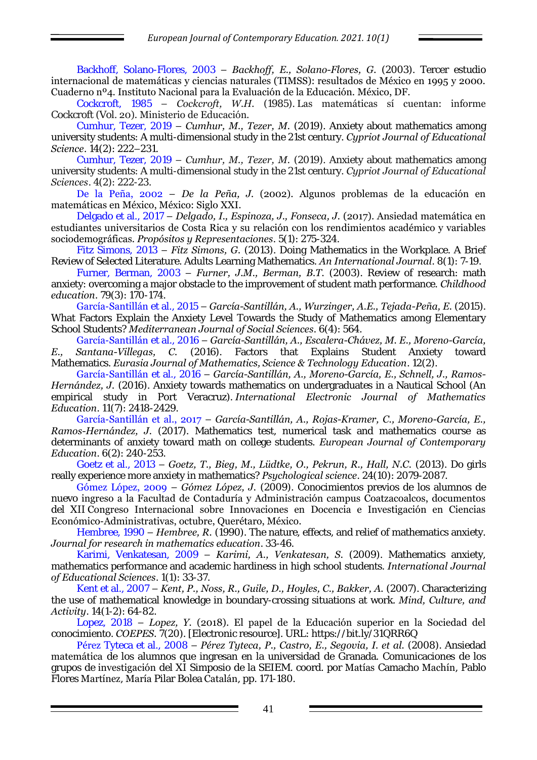Backhoff, Solano-Flores, 2003 – *Backhoff, E., Solano-Flores, G.* (2003). Tercer estudio internacional de matemáticas y ciencias naturales (TIMSS): resultados de México en 1995 y 2000. Cuaderno nº4. Instituto Nacional para la Evaluación de la Educación. México, DF.

Cockcroft, 1985 – *Cockcroft, W.H.* (1985). Las matemáticas sí cuentan: informe Cockcroft (Vol. 20). Ministerio de Educación.

Cumhur, Tezer, 2019 – *Cumhur, M., Tezer, M.* (2019). Anxiety about mathematics among university students: A multi-dimensional study in the 21st century. *Cypriot Journal of Educational Science*. 14(2): 222–231.

Cumhur, Tezer, 2019 – *Cumhur, M., Tezer, M.* (2019). Anxiety about mathematics among university students: A multi-dimensional study in the 21st century. *Cypriot Journal of Educational Sciences*. 4(2): 222-23.

De la Peña, 2002 – *De la Peña, J.* (2002). Algunos problemas de la educación en matemáticas en México, México: Siglo XXI.

Delgado et al., 2017 – *Delgado, I., Espinoza, J., Fonseca, J.* (2017). Ansiedad matemática en estudiantes universitarios de Costa Rica y su relación con los rendimientos académico y variables sociodemográficas. *Propósitos y Representaciones*. 5(1): 275-324.

Fitz Simons, 2013 – *Fitz Simons, G.* (2013). Doing Mathematics in the Workplace. A Brief Review of Selected Literature. Adults Learning Mathematics. *An International Journal*. 8(1): 7-19.

Furner, Berman, 2003 – *Furner, J.M., Berman, B.T.* (2003). Review of research: math anxiety: overcoming a major obstacle to the improvement of student math performance. *Childhood education*. 79(3): 170-174.

García-Santillán et al., 2015 – *García-Santillán, A., Wurzinger, A.E., Tejada-Peña, E.* (2015). What Factors Explain the Anxiety Level Towards the Study of Mathematics among Elementary School Students? *Mediterranean Journal of Social Sciences*. 6(4): 564.

García-Santillán et al., 2016 – *García-Santillán, A., Escalera-Chávez, M. E., Moreno-García, E., Santana-Villegas, C.* (2016). Factors that Explains Student Anxiety toward Mathematics. *Eurasia Journal of Mathematics, Science & Technology Education*. 12(2).

García-Santillán et al., 2016 – *García-Santillán, A., Moreno-García, E., Schnell, J., Ramos-Hernández, J.* (2016). Anxiety towards mathematics on undergraduates in a Nautical School (An empirical study in Port Veracruz). *International Electronic Journal of Mathematics Education*. 11(7): 2418-2429.

García-Santillán et al., 2017 – *García-Santillán, A., Rojas-Kramer, C., Moreno-García, E., Ramos-Hernández, J.* (2017). Mathematics test, numerical task and mathematics course as determinants of anxiety toward math on college students. *European Journal of Contemporary Education*. 6(2): 240-253.

Goetz et al., 2013 – *Goetz, T., Bieg, M., Lüdtke, O., Pekrun, R., Hall, N.C.* (2013). Do girls really experience more anxiety in mathematics? *Psychological science*. 24(10): 2079-2087.

Gómez López, 2009 – *Gómez López, J.* (2009). Conocimientos previos de los alumnos de nuevo ingreso a la Facultad de Contaduría y Administración campus Coatzacoalcos, documentos del XII Congreso Internacional sobre Innovaciones en Docencia e Investigación en Ciencias Económico-Administrativas, octubre, Querétaro, México.

Hembree, 1990 – *Hembree, R.* (1990). The nature, effects, and relief of mathematics anxiety. *Journal for research in mathematics education*. 33-46.

Karimi, Venkatesan, 2009 – *Karimi, A., Venkatesan, S.* (2009). Mathematics anxiety, mathematics performance and academic hardiness in high school students. *International Journal of Educational Sciences*. 1(1): 33-37.

Kent et al., 2007 – *Kent, P., Noss, R., Guile, D., Hoyles, C., Bakker, A.* (2007). Characterizing the use of mathematical knowledge in boundary-crossing situations at work. *Mind, Culture, and Activity*. 14(1-2): 64-82.

Lopez, 2018 – *Lopez, Y.* (2018). El papel de la Educación superior en la Sociedad del conocimiento. *COEPES*. 7(20). [Electronic resource]. URL: https://bit.ly/31QRR6Q

Pérez Tyteca et al., 2008 – *Pérez Tyteca, P., Castro, E., Segovia, I. et al.* (2008). Ansiedad matemática de los alumnos que ingresan en la universidad de Granada. Comunicaciones de los grupos de investigación del XI Simposio de la SEIEM. coord. por Matías Camacho Machín, Pablo Flores Martínez, María Pilar Bolea Catalán, pp. 171-180.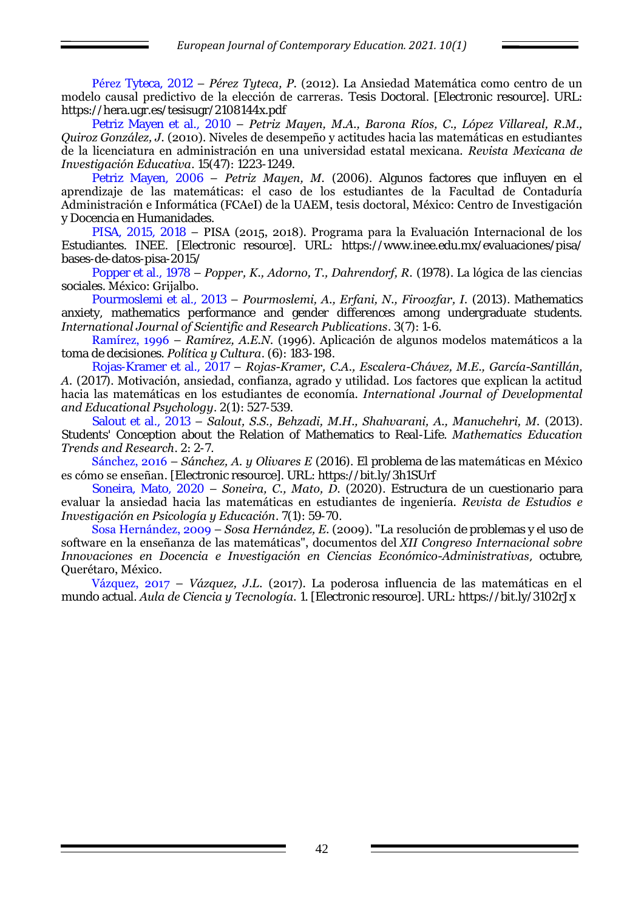Pérez Tyteca, 2012 – *Pérez Tyteca, P.* (2012). La Ansiedad Matemática como centro de un modelo causal predictivo de la elección de carreras. Tesis Doctoral. [Electronic resource]. URL: https://hera.ugr.es/tesisugr/2108144x.pdf

Petriz Mayen et al., 2010 – *Petriz Mayen, M.A., Barona Ríos, C., López Villareal, R.M., Quiroz González, J.* (2010). Niveles de desempeño y actitudes hacia las matemáticas en estudiantes de la licenciatura en administración en una universidad estatal mexicana. *Revista Mexicana de Investigación Educativa*. 15(47): 1223-1249.

Petriz Mayen, 2006 – *Petriz Mayen, M.* (2006). Algunos factores que influyen en el aprendizaje de las matemáticas: el caso de los estudiantes de la Facultad de Contaduría Administración e Informática (FCAeI) de la UAEM, tesis doctoral, México: Centro de Investigación y Docencia en Humanidades.

PISA, 2015, 2018 – PISA (2015, 2018). Programa para la Evaluación Internacional de los Estudiantes. INEE. [Electronic resource]. URL: https://www.inee.edu.mx/evaluaciones/pisa/bases-de-datos-pisa-2015/

Popper et al., 1978 – *Popper, K., Adorno, T., Dahrendorf, R.* (1978). La lógica de las ciencias sociales. México: Grijalbo.

Pourmoslemi et al., 2013 – *Pourmoslemi, A., Erfani, N., Firoozfar, I.* (2013). Mathematics anxiety, mathematics performance and gender differences among undergraduate students. *International Journal of Scientific and Research Publications*. 3(7): 1-6.

Ramírez, 1996 – *Ramírez, A.E.N.* (1996). Aplicación de algunos modelos matemáticos a la toma de decisiones. *Política y Cultura*. (6): 183-198.

Rojas-Kramer et al., 2017 – *Rojas-Kramer, C.A., Escalera-Chávez, M.E., García-Santillán, A.* (2017). Motivación, ansiedad, confianza, agrado y utilidad. Los factores que explican la actitud hacia las matemáticas en los estudiantes de economía. *International Journal of Developmental and Educational Psychology*. 2(1): 527-539.

Salout et al., 2013 – *Salout, S.S., Behzadi, M.H., Shahvarani, A., Manuchehri, M.* (2013). Students' Conception about the Relation of Mathematics to Real-Life. *Mathematics Education Trends and Research*. 2: 2-7.

Sánchez, 2016 – *Sánchez, A. y Olivares E* (2016). El problema de las matemáticas en México es cómo se enseñan. [Electronic resource]. URL: https://bit.ly/3h1SUrf

Soneira, Mato, 2020 – *Soneira, C., Mato, D.* (2020). Estructura de un cuestionario para evaluar la ansiedad hacia las matemáticas en estudiantes de ingeniería. *Revista de Estudios e Investigación en Psicología y Educación*. 7(1): 59-70.

Sosa Hernández, 2009 – *Sosa Hernández, E.* (2009). "La resolución de problemas y el uso de software en la enseñanza de las matemáticas", documentos del *XII Congreso Internacional sobre Innovaciones en Docencia e Investigación en Ciencias Económico-Administrativas*, octubre, Querétaro, México.

Vázquez, 2017 – *Vázquez, J.L.* (2017). La poderosa influencia de las matemáticas en el mundo actual. *Aula de Ciencia y Tecnología*. 1. [Electronic resource]. URL: https://bit.ly/3102rJx